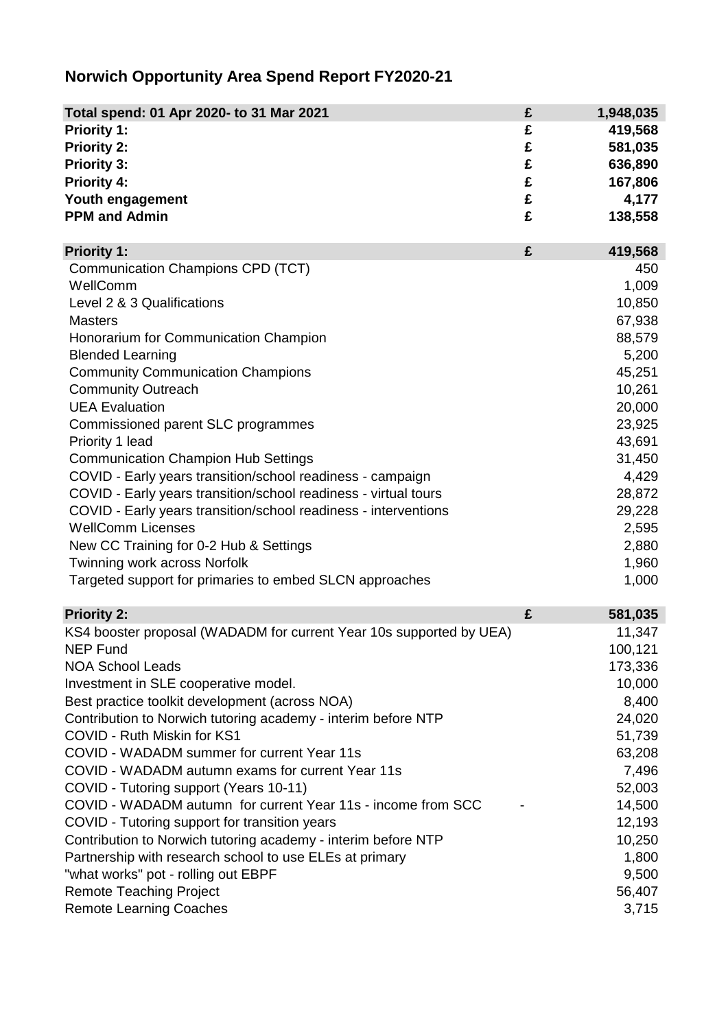# Norwich Opportunity Area Spend Report FY2020-21

| **Total spend: 01 Apr 2020- to 31 Mar 2021** | **£** | **1,948,035** |
|---|---|---|
| **Priority 1:** | **£** | **419,568** |
| **Priority 2:** | **£** | **581,035** |
| **Priority 3:** | **£** | **636,890** |
| **Priority 4:** | **£** | **167,806** |
| **Youth engagement** | **£** | **4,177** |
| **PPM and Admin** | **£** | **138,558** |

| **Priority 1:** | **£** | **419,568** |
|---|---|---|
| Communication Champions CPD (TCT) | | 450 |
| WellComm | | 1,009 |
| Level 2 & 3 Qualifications | | 10,850 |
| Masters | | 67,938 |
| Honorarium for Communication Champion | | 88,579 |
| Blended Learning | | 5,200 |
| Community Communication Champions | | 45,251 |
| Community Outreach | | 10,261 |
| UEA Evaluation | | 20,000 |
| Commissioned parent SLC programmes | | 23,925 |
| Priority 1 lead | | 43,691 |
| Communication Champion Hub Settings | | 31,450 |
| COVID - Early years transition/school readiness - campaign | | 4,429 |
| COVID - Early years transition/school readiness - virtual tours | | 28,872 |
| COVID - Early years transition/school readiness - interventions | | 29,228 |
| WellComm Licenses | | 2,595 |
| New CC Training for 0-2 Hub & Settings | | 2,880 |
| Twinning work across Norfolk | | 1,960 |
| Targeted support for primaries to embed SLCN approaches | | 1,000 |

| **Priority 2:** | **£** | **581,035** |
|---|---|---|
| KS4 booster proposal (WADADM for current Year 10s supported by UEA) | | 11,347 |
| NEP Fund | | 100,121 |
| NOA School Leads | | 173,336 |
| Investment in SLE cooperative model. | | 10,000 |
| Best practice toolkit development (across NOA) | | 8,400 |
| Contribution to Norwich tutoring academy - interim before NTP | | 24,020 |
| COVID - Ruth Miskin for KS1 | | 51,739 |
| COVID - WADADM summer for current Year 11s | | 63,208 |
| COVID - WADADM autumn exams for current Year 11s | | 7,496 |
| COVID - Tutoring support (Years 10-11) | | 52,003 |
| COVID - WADADM autumn for current Year 11s - income from SCC | - | 14,500 |
| COVID - Tutoring support for transition years | | 12,193 |
| Contribution to Norwich tutoring academy - interim before NTP | | 10,250 |
| Partnership with research school to use ELEs at primary | | 1,800 |
| "what works" pot - rolling out EBPF | | 9,500 |
| Remote Teaching Project | | 56,407 |
| Remote Learning Coaches | | 3,715 |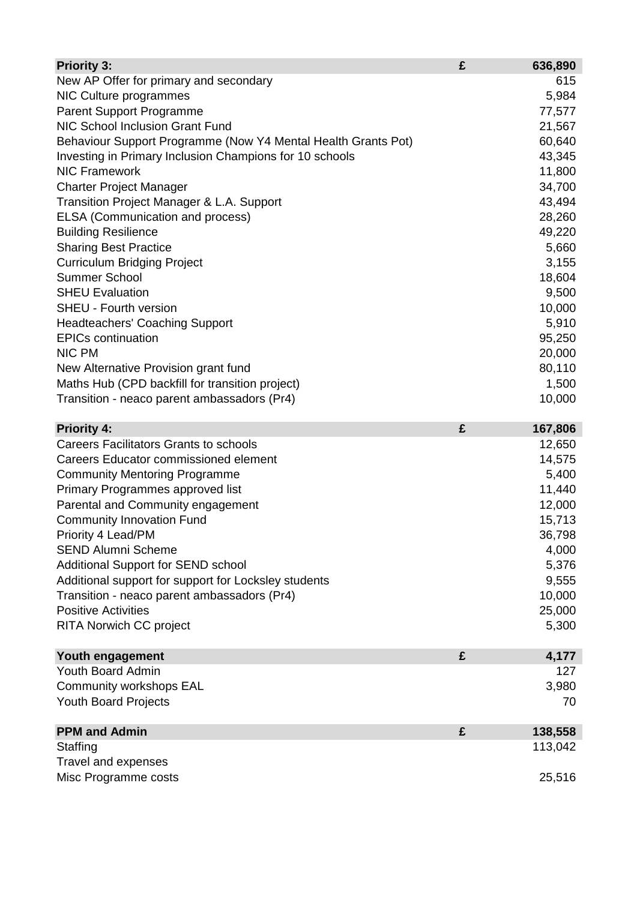| | | |
|---|---|---|
| **Priority 3:** | **£** | **636,890** |
| New AP Offer for primary and secondary | | 615 |
| NIC Culture programmes | | 5,984 |
| Parent Support Programme | | 77,577 |
| NIC School Inclusion Grant Fund | | 21,567 |
| Behaviour Support Programme (Now Y4 Mental Health Grants Pot) | | 60,640 |
| Investing in Primary Inclusion Champions for 10 schools | | 43,345 |
| NIC Framework | | 11,800 |
| Charter Project Manager | | 34,700 |
| Transition Project Manager & L.A. Support | | 43,494 |
| ELSA (Communication and process) | | 28,260 |
| Building Resilience | | 49,220 |
| Sharing Best Practice | | 5,660 |
| Curriculum Bridging Project | | 3,155 |
| Summer School | | 18,604 |
| SHEU Evaluation | | 9,500 |
| SHEU - Fourth version | | 10,000 |
| Headteachers' Coaching Support | | 5,910 |
| EPICs continuation | | 95,250 |
| NIC PM | | 20,000 |
| New Alternative Provision grant fund | | 80,110 |
| Maths Hub (CPD backfill for transition project) | | 1,500 |
| Transition - neaco parent ambassadors (Pr4) | | 10,000 |
| **Priority 4:** | **£** | **167,806** |
| Careers Facilitators Grants to schools | | 12,650 |
| Careers Educator commissioned element | | 14,575 |
| Community Mentoring Programme | | 5,400 |
| Primary Programmes approved list | | 11,440 |
| Parental and Community engagement | | 12,000 |
| Community Innovation Fund | | 15,713 |
| Priority 4 Lead/PM | | 36,798 |
| SEND Alumni Scheme | | 4,000 |
| Additional Support for SEND school | | 5,376 |
| Additional support for support for Locksley students | | 9,555 |
| Transition - neaco parent ambassadors (Pr4) | | 10,000 |
| Positive Activities | | 25,000 |
| RITA Norwich CC project | | 5,300 |
| **Youth engagement** | **£** | **4,177** |
| Youth Board Admin | | 127 |
| Community workshops EAL | | 3,980 |
| Youth Board Projects | | 70 |
| **PPM and Admin** | **£** | **138,558** |
| Staffing | | 113,042 |
| Travel and expenses | | |
| Misc Programme costs | | 25,516 |